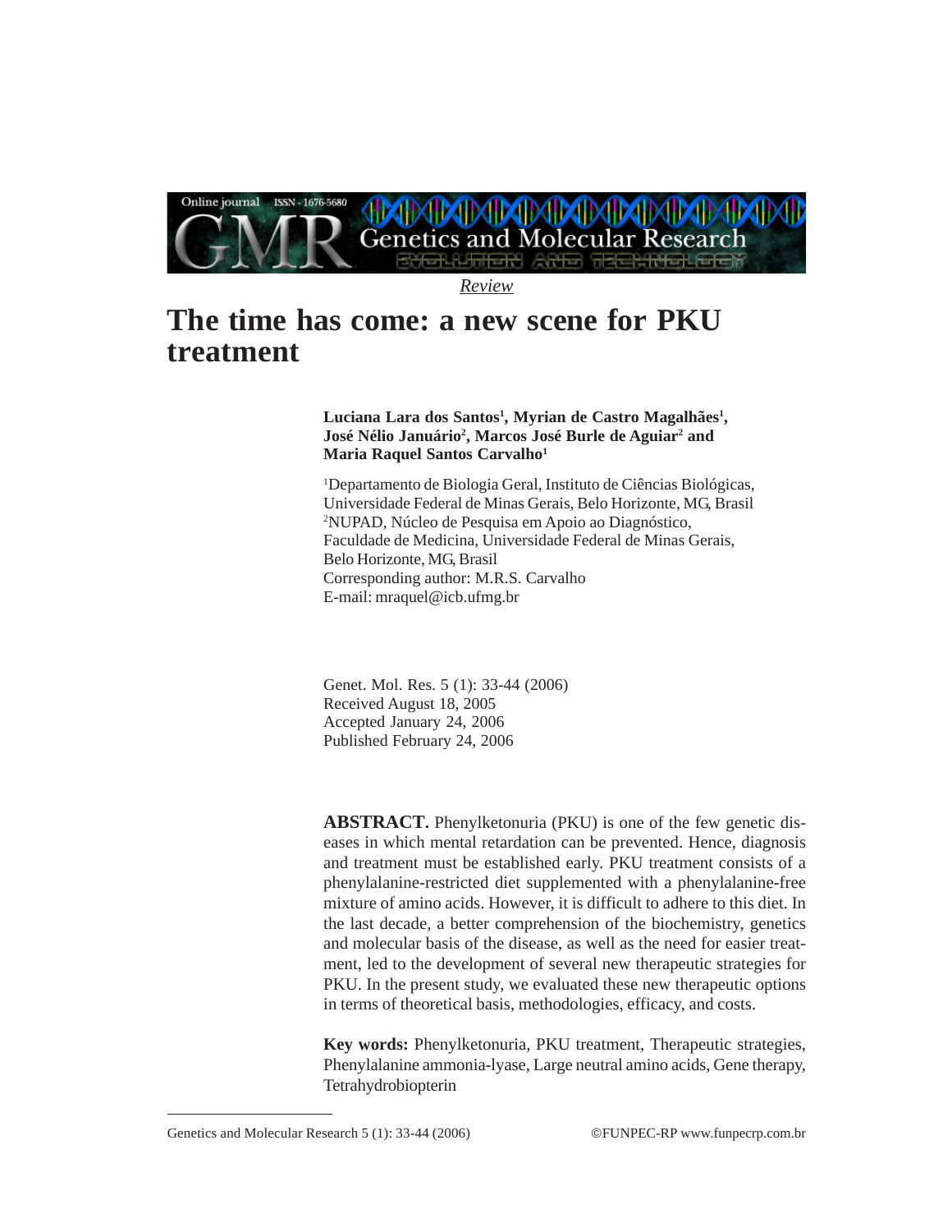*Review*

# The time has come: a new scene for PKU treatment

**Luciana Lara dos Santos[1], Myrian de Castro Magalhães[1], José Nélio Januário[2], Marcos José Burle de Aguiar[2] and Maria Raquel Santos Carvalho[1]**

[1]Departamento de Biologia Geral, Instituto de Ciências Biológicas, Universidade Federal de Minas Gerais, Belo Horizonte, MG, Brasil
[2]NUPAD, Núcleo de Pesquisa em Apoio ao Diagnóstico, Faculdade de Medicina, Universidade Federal de Minas Gerais, Belo Horizonte, MG, Brasil
Corresponding author: M.R.S. Carvalho
E-mail: mraquel@icb.ufmg.br

Genet. Mol. Res. 5 (1): 33-44 (2006)
Received August 18, 2005
Accepted January 24, 2006
Published February 24, 2006

**ABSTRACT.** Phenylketonuria (PKU) is one of the few genetic diseases in which mental retardation can be prevented. Hence, diagnosis and treatment must be established early. PKU treatment consists of a phenylalanine-restricted diet supplemented with a phenylalanine-free mixture of amino acids. However, it is difficult to adhere to this diet. In the last decade, a better comprehension of the biochemistry, genetics and molecular basis of the disease, as well as the need for easier treatment, led to the development of several new therapeutic strategies for PKU. In the present study, we evaluated these new therapeutic options in terms of theoretical basis, methodologies, efficacy, and costs.

**Key words:** Phenylketonuria, PKU treatment, Therapeutic strategies, Phenylalanine ammonia-lyase, Large neutral amino acids, Gene therapy, Tetrahydrobiopterin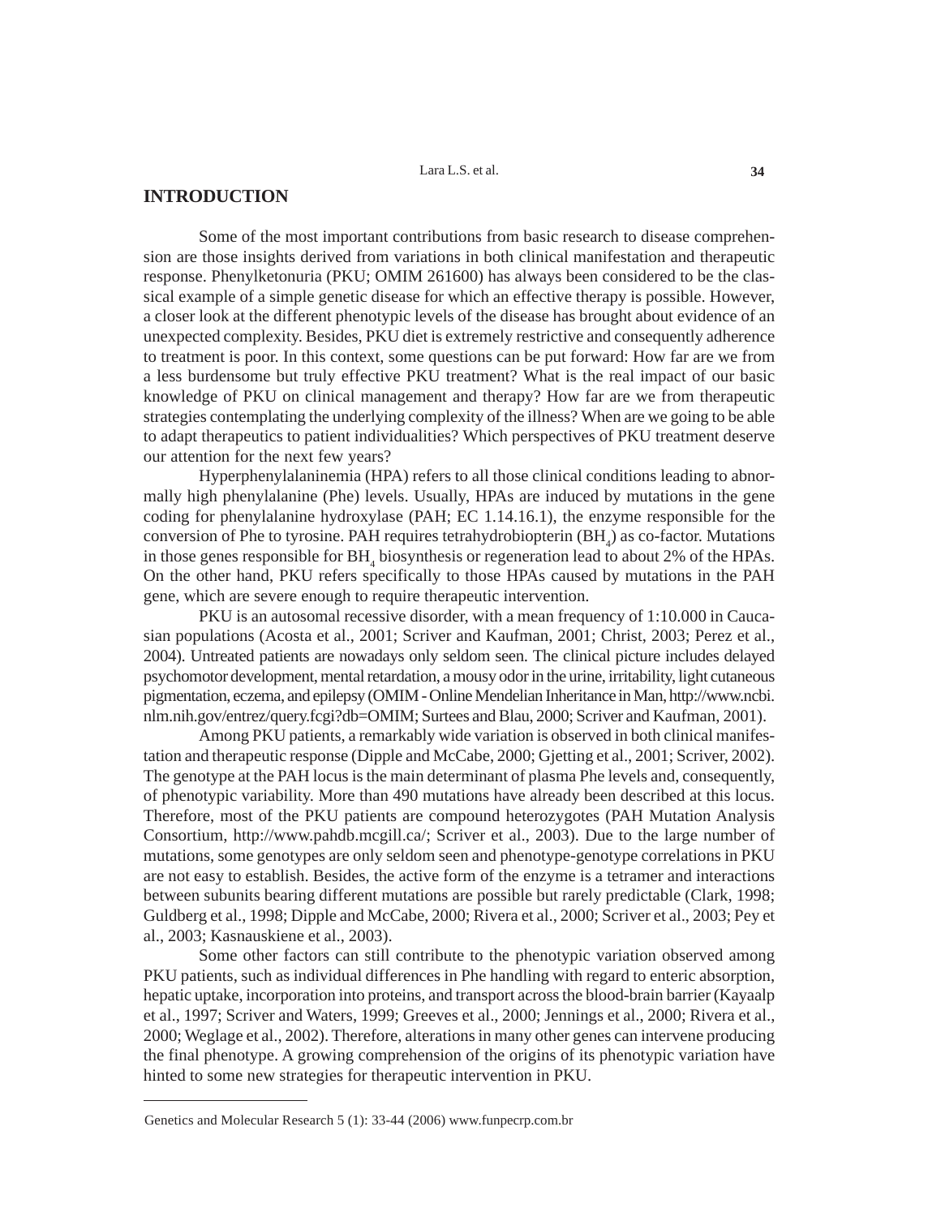## INTRODUCTION

Some of the most important contributions from basic research to disease comprehension are those insights derived from variations in both clinical manifestation and therapeutic response. Phenylketonuria (PKU; OMIM 261600) has always been considered to be the classical example of a simple genetic disease for which an effective therapy is possible. However, a closer look at the different phenotypic levels of the disease has brought about evidence of an unexpected complexity. Besides, PKU diet is extremely restrictive and consequently adherence to treatment is poor. In this context, some questions can be put forward: How far are we from a less burdensome but truly effective PKU treatment? What is the real impact of our basic knowledge of PKU on clinical management and therapy? How far are we from therapeutic strategies contemplating the underlying complexity of the illness? When are we going to be able to adapt therapeutics to patient individualities? Which perspectives of PKU treatment deserve our attention for the next few years?

Hyperphenylalaninemia (HPA) refers to all those clinical conditions leading to abnormally high phenylalanine (Phe) levels. Usually, HPAs are induced by mutations in the gene coding for phenylalanine hydroxylase (PAH; EC 1.14.16.1), the enzyme responsible for the conversion of Phe to tyrosine. PAH requires tetrahydrobiopterin ($BH_4$) as co-factor. Mutations in those genes responsible for $BH_4$ biosynthesis or regeneration lead to about 2% of the HPAs. On the other hand, PKU refers specifically to those HPAs caused by mutations in the PAH gene, which are severe enough to require therapeutic intervention.

PKU is an autosomal recessive disorder, with a mean frequency of 1:10.000 in Caucasian populations (Acosta et al., 2001; Scriver and Kaufman, 2001; Christ, 2003; Perez et al., 2004). Untreated patients are nowadays only seldom seen. The clinical picture includes delayed psychomotor development, mental retardation, a mousy odor in the urine, irritability, light cutaneous pigmentation, eczema, and epilepsy (OMIM - Online Mendelian Inheritance in Man, http://www.ncbi.nlm.nih.gov/entrez/query.fcgi?db=OMIM; Surtees and Blau, 2000; Scriver and Kaufman, 2001).

Among PKU patients, a remarkably wide variation is observed in both clinical manifestation and therapeutic response (Dipple and McCabe, 2000; Gjetting et al., 2001; Scriver, 2002). The genotype at the PAH locus is the main determinant of plasma Phe levels and, consequently, of phenotypic variability. More than 490 mutations have already been described at this locus. Therefore, most of the PKU patients are compound heterozygotes (PAH Mutation Analysis Consortium, http://www.pahdb.mcgill.ca/; Scriver et al., 2003). Due to the large number of mutations, some genotypes are only seldom seen and phenotype-genotype correlations in PKU are not easy to establish. Besides, the active form of the enzyme is a tetramer and interactions between subunits bearing different mutations are possible but rarely predictable (Clark, 1998; Guldberg et al., 1998; Dipple and McCabe, 2000; Rivera et al., 2000; Scriver et al., 2003; Pey et al., 2003; Kasnauskiene et al., 2003).

Some other factors can still contribute to the phenotypic variation observed among PKU patients, such as individual differences in Phe handling with regard to enteric absorption, hepatic uptake, incorporation into proteins, and transport across the blood-brain barrier (Kayaalp et al., 1997; Scriver and Waters, 1999; Greeves et al., 2000; Jennings et al., 2000; Rivera et al., 2000; Weglage et al., 2002). Therefore, alterations in many other genes can intervene producing the final phenotype. A growing comprehension of the origins of its phenotypic variation have hinted to some new strategies for therapeutic intervention in PKU.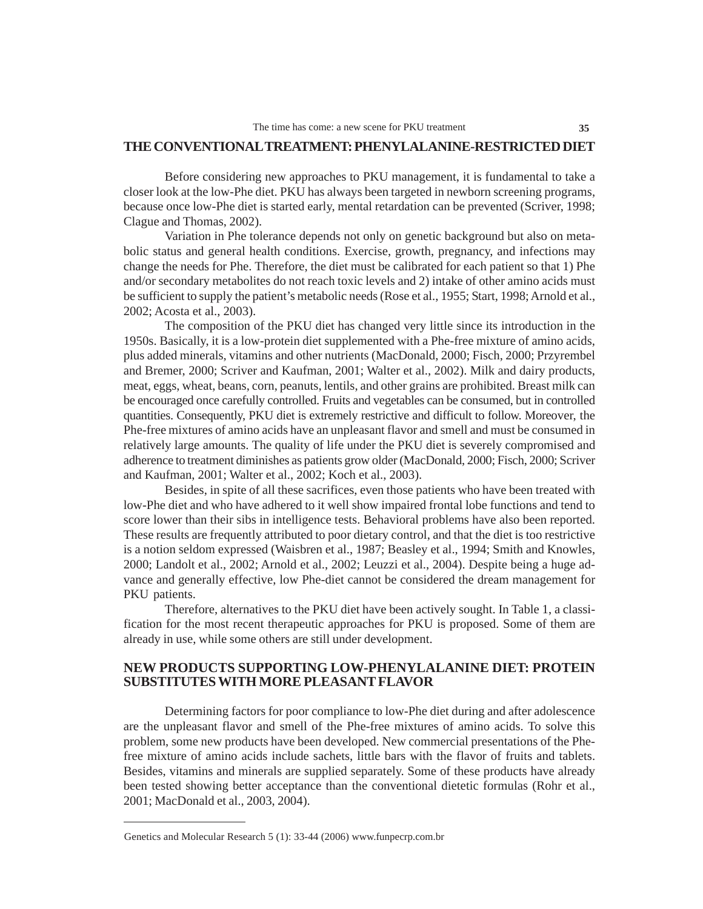## THE CONVENTIONAL TREATMENT: PHENYLALANINE-RESTRICTED DIET

Before considering new approaches to PKU management, it is fundamental to take a closer look at the low-Phe diet. PKU has always been targeted in newborn screening programs, because once low-Phe diet is started early, mental retardation can be prevented (Scriver, 1998; Clague and Thomas, 2002).

Variation in Phe tolerance depends not only on genetic background but also on metabolic status and general health conditions. Exercise, growth, pregnancy, and infections may change the needs for Phe. Therefore, the diet must be calibrated for each patient so that 1) Phe and/or secondary metabolites do not reach toxic levels and 2) intake of other amino acids must be sufficient to supply the patient's metabolic needs (Rose et al., 1955; Start, 1998; Arnold et al., 2002; Acosta et al., 2003).

The composition of the PKU diet has changed very little since its introduction in the 1950s. Basically, it is a low-protein diet supplemented with a Phe-free mixture of amino acids, plus added minerals, vitamins and other nutrients (MacDonald, 2000; Fisch, 2000; Przyrembel and Bremer, 2000; Scriver and Kaufman, 2001; Walter et al., 2002). Milk and dairy products, meat, eggs, wheat, beans, corn, peanuts, lentils, and other grains are prohibited. Breast milk can be encouraged once carefully controlled. Fruits and vegetables can be consumed, but in controlled quantities. Consequently, PKU diet is extremely restrictive and difficult to follow. Moreover, the Phe-free mixtures of amino acids have an unpleasant flavor and smell and must be consumed in relatively large amounts. The quality of life under the PKU diet is severely compromised and adherence to treatment diminishes as patients grow older (MacDonald, 2000; Fisch, 2000; Scriver and Kaufman, 2001; Walter et al., 2002; Koch et al., 2003).

Besides, in spite of all these sacrifices, even those patients who have been treated with low-Phe diet and who have adhered to it well show impaired frontal lobe functions and tend to score lower than their sibs in intelligence tests. Behavioral problems have also been reported. These results are frequently attributed to poor dietary control, and that the diet is too restrictive is a notion seldom expressed (Waisbren et al., 1987; Beasley et al., 1994; Smith and Knowles, 2000; Landolt et al., 2002; Arnold et al., 2002; Leuzzi et al., 2004). Despite being a huge advance and generally effective, low Phe-diet cannot be considered the dream management for PKU patients.

Therefore, alternatives to the PKU diet have been actively sought. In Table 1, a classification for the most recent therapeutic approaches for PKU is proposed. Some of them are already in use, while some others are still under development.

## NEW PRODUCTS SUPPORTING LOW-PHENYLALANINE DIET: PROTEIN SUBSTITUTES WITH MORE PLEASANT FLAVOR

Determining factors for poor compliance to low-Phe diet during and after adolescence are the unpleasant flavor and smell of the Phe-free mixtures of amino acids. To solve this problem, some new products have been developed. New commercial presentations of the Phe-free mixture of amino acids include sachets, little bars with the flavor of fruits and tablets. Besides, vitamins and minerals are supplied separately. Some of these products have already been tested showing better acceptance than the conventional dietetic formulas (Rohr et al., 2001; MacDonald et al., 2003, 2004).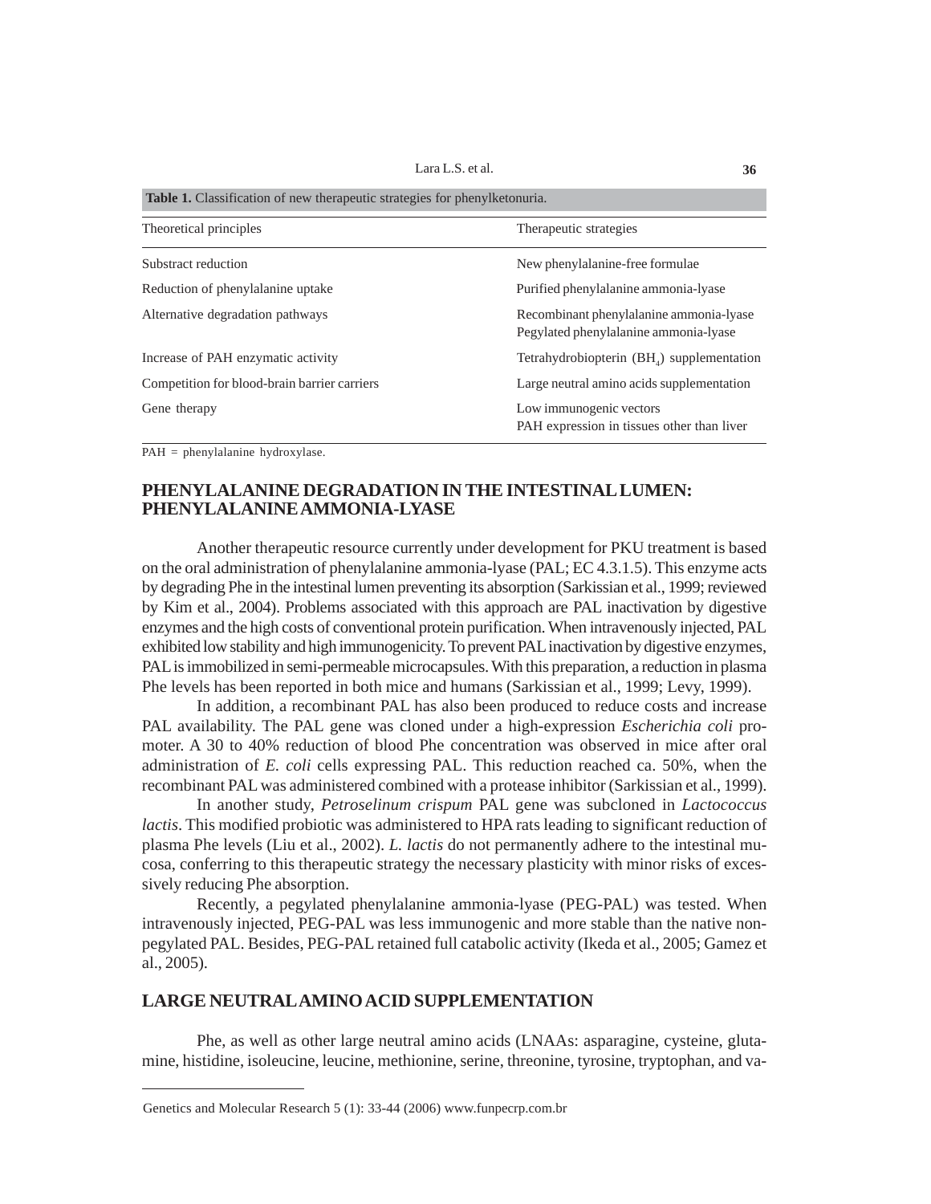**Table 1.** Classification of new therapeutic strategies for phenylketonuria.

| Theoretical principles | Therapeutic strategies |
|---|---|
| Substract reduction | New phenylalanine-free formulae |
| Reduction of phenylalanine uptake | Purified phenylalanine ammonia-lyase |
| Alternative degradation pathways | Recombinant phenylalanine ammonia-lyase<br>Pegylated phenylalanine ammonia-lyase |
| Increase of PAH enzymatic activity | Tetrahydrobiopterin ($BH_4$) supplementation |
| Competition for blood-brain barrier carriers | Large neutral amino acids supplementation |
| Gene therapy | Low immunogenic vectors<br>PAH expression in tissues other than liver |

PAH = phenylalanine hydroxylase.

## PHENYLALANINE DEGRADATION IN THE INTESTINAL LUMEN: PHENYLALANINE AMMONIA-LYASE

Another therapeutic resource currently under development for PKU treatment is based on the oral administration of phenylalanine ammonia-lyase (PAL; EC 4.3.1.5). This enzyme acts by degrading Phe in the intestinal lumen preventing its absorption (Sarkissian et al., 1999; reviewed by Kim et al., 2004). Problems associated with this approach are PAL inactivation by digestive enzymes and the high costs of conventional protein purification. When intravenously injected, PAL exhibited low stability and high immunogenicity. To prevent PAL inactivation by digestive enzymes, PAL is immobilized in semi-permeable microcapsules. With this preparation, a reduction in plasma Phe levels has been reported in both mice and humans (Sarkissian et al., 1999; Levy, 1999).

In addition, a recombinant PAL has also been produced to reduce costs and increase PAL availability. The PAL gene was cloned under a high-expression *Escherichia coli* promoter. A 30 to 40% reduction of blood Phe concentration was observed in mice after oral administration of *E. coli* cells expressing PAL. This reduction reached ca. 50%, when the recombinant PAL was administered combined with a protease inhibitor (Sarkissian et al., 1999).

In another study, *Petroselinum crispum* PAL gene was subcloned in *Lactococcus lactis*. This modified probiotic was administered to HPA rats leading to significant reduction of plasma Phe levels (Liu et al., 2002). *L. lactis* do not permanently adhere to the intestinal mucosa, conferring to this therapeutic strategy the necessary plasticity with minor risks of excessively reducing Phe absorption.

Recently, a pegylated phenylalanine ammonia-lyase (PEG-PAL) was tested. When intravenously injected, PEG-PAL was less immunogenic and more stable than the native non-pegylated PAL. Besides, PEG-PAL retained full catabolic activity (Ikeda et al., 2005; Gamez et al., 2005).

## LARGE NEUTRAL AMINO ACID SUPPLEMENTATION

Phe, as well as other large neutral amino acids (LNAAs: asparagine, cysteine, glutamine, histidine, isoleucine, leucine, methionine, serine, threonine, tyrosine, tryptophan, and va-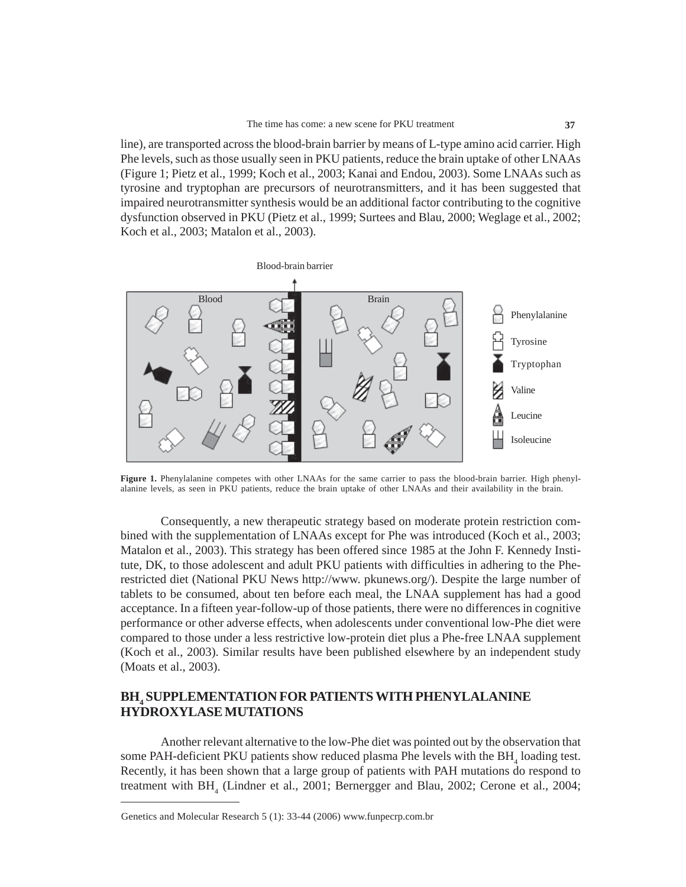line), are transported across the blood-brain barrier by means of L-type amino acid carrier. High Phe levels, such as those usually seen in PKU patients, reduce the brain uptake of other LNAAs (Figure 1; Pietz et al., 1999; Koch et al., 2003; Kanai and Endou, 2003). Some LNAAs such as tyrosine and tryptophan are precursors of neurotransmitters, and it has been suggested that impaired neurotransmitter synthesis would be an additional factor contributing to the cognitive dysfunction observed in PKU (Pietz et al., 1999; Surtees and Blau, 2000; Weglage et al., 2002; Koch et al., 2003; Matalon et al., 2003).

**Figure 1.** Phenylalanine competes with other LNAAs for the same carrier to pass the blood-brain barrier. High phenylalanine levels, as seen in PKU patients, reduce the brain uptake of other LNAAs and their availability in the brain.

Consequently, a new therapeutic strategy based on moderate protein restriction combined with the supplementation of LNAAs except for Phe was introduced (Koch et al., 2003; Matalon et al., 2003). This strategy has been offered since 1985 at the John F. Kennedy Institute, DK, to those adolescent and adult PKU patients with difficulties in adhering to the Phe-restricted diet (National PKU News http://www. pkunews.org/). Despite the large number of tablets to be consumed, about ten before each meal, the LNAA supplement has had a good acceptance. In a fifteen year-follow-up of those patients, there were no differences in cognitive performance or other adverse effects, when adolescents under conventional low-Phe diet were compared to those under a less restrictive low-protein diet plus a Phe-free LNAA supplement (Koch et al., 2003). Similar results have been published elsewhere by an independent study (Moats et al., 2003).

## $BH_4$ SUPPLEMENTATION FOR PATIENTS WITH PHENYLALANINE HYDROXYLASE MUTATIONS

Another relevant alternative to the low-Phe diet was pointed out by the observation that some PAH-deficient PKU patients show reduced plasma Phe levels with the $BH_4$ loading test. Recently, it has been shown that a large group of patients with PAH mutations do respond to treatment with $BH_4$ (Lindner et al., 2001; Bernergger and Blau, 2002; Cerone et al., 2004;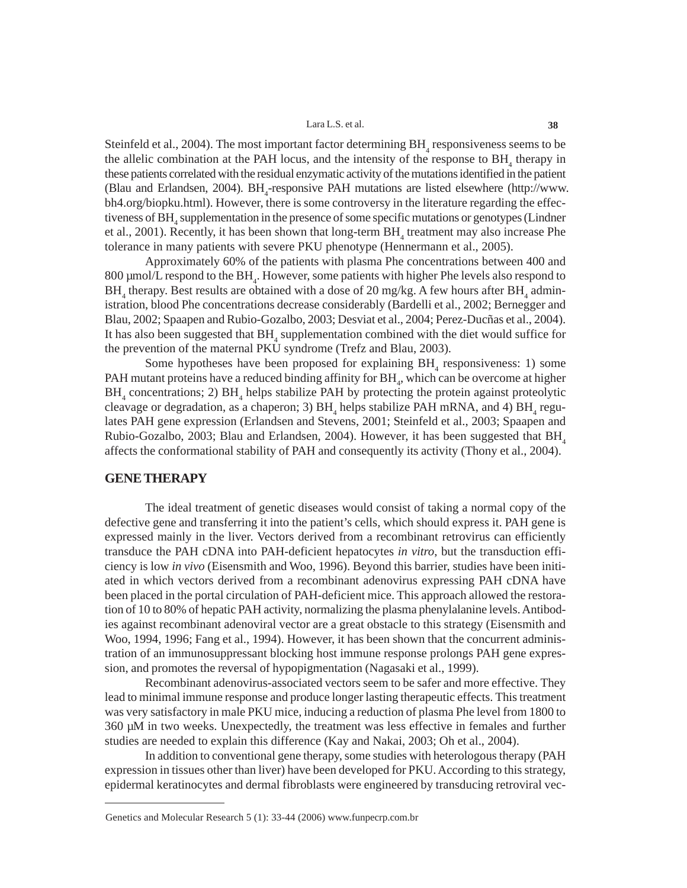Steinfeld et al., 2004). The most important factor determining $BH_4$ responsiveness seems to be the allelic combination at the PAH locus, and the intensity of the response to $BH_4$ therapy in these patients correlated with the residual enzymatic activity of the mutations identified in the patient (Blau and Erlandsen, 2004). $BH_4$-responsive PAH mutations are listed elsewhere (http://www.bh4.org/biopku.html). However, there is some controversy in the literature regarding the effectiveness of $BH_4$ supplementation in the presence of some specific mutations or genotypes (Lindner et al., 2001). Recently, it has been shown that long-term $BH_4$ treatment may also increase Phe tolerance in many patients with severe PKU phenotype (Hennermann et al., 2005).

Approximately 60% of the patients with plasma Phe concentrations between 400 and 800 µmol/L respond to the $BH_4$. However, some patients with higher Phe levels also respond to $BH_4$ therapy. Best results are obtained with a dose of 20 mg/kg. A few hours after $BH_4$ administration, blood Phe concentrations decrease considerably (Bardelli et al., 2002; Bernegger and Blau, 2002; Spaapen and Rubio-Gozalbo, 2003; Desviat et al., 2004; Perez-Ducñas et al., 2004). It has also been suggested that $BH_4$ supplementation combined with the diet would suffice for the prevention of the maternal PKU syndrome (Trefz and Blau, 2003).

Some hypotheses have been proposed for explaining $BH_4$ responsiveness: 1) some PAH mutant proteins have a reduced binding affinity for $BH_4$, which can be overcome at higher $BH_4$ concentrations; 2) $BH_4$ helps stabilize PAH by protecting the protein against proteolytic cleavage or degradation, as a chaperon; 3) $BH_4$ helps stabilize PAH mRNA, and 4) $BH_4$ regulates PAH gene expression (Erlandsen and Stevens, 2001; Steinfeld et al., 2003; Spaapen and Rubio-Gozalbo, 2003; Blau and Erlandsen, 2004). However, it has been suggested that $BH_4$ affects the conformational stability of PAH and consequently its activity (Thony et al., 2004).

## GENE THERAPY

The ideal treatment of genetic diseases would consist of taking a normal copy of the defective gene and transferring it into the patient's cells, which should express it. PAH gene is expressed mainly in the liver. Vectors derived from a recombinant retrovirus can efficiently transduce the PAH cDNA into PAH-deficient hepatocytes *in vitro*, but the transduction efficiency is low *in vivo* (Eisensmith and Woo, 1996). Beyond this barrier, studies have been initiated in which vectors derived from a recombinant adenovirus expressing PAH cDNA have been placed in the portal circulation of PAH-deficient mice. This approach allowed the restoration of 10 to 80% of hepatic PAH activity, normalizing the plasma phenylalanine levels. Antibodies against recombinant adenoviral vector are a great obstacle to this strategy (Eisensmith and Woo, 1994, 1996; Fang et al., 1994). However, it has been shown that the concurrent administration of an immunosuppressant blocking host immune response prolongs PAH gene expression, and promotes the reversal of hypopigmentation (Nagasaki et al., 1999).

Recombinant adenovirus-associated vectors seem to be safer and more effective. They lead to minimal immune response and produce longer lasting therapeutic effects. This treatment was very satisfactory in male PKU mice, inducing a reduction of plasma Phe level from 1800 to 360 µM in two weeks. Unexpectedly, the treatment was less effective in females and further studies are needed to explain this difference (Kay and Nakai, 2003; Oh et al., 2004).

In addition to conventional gene therapy, some studies with heterologous therapy (PAH expression in tissues other than liver) have been developed for PKU. According to this strategy, epidermal keratinocytes and dermal fibroblasts were engineered by transducing retroviral vec-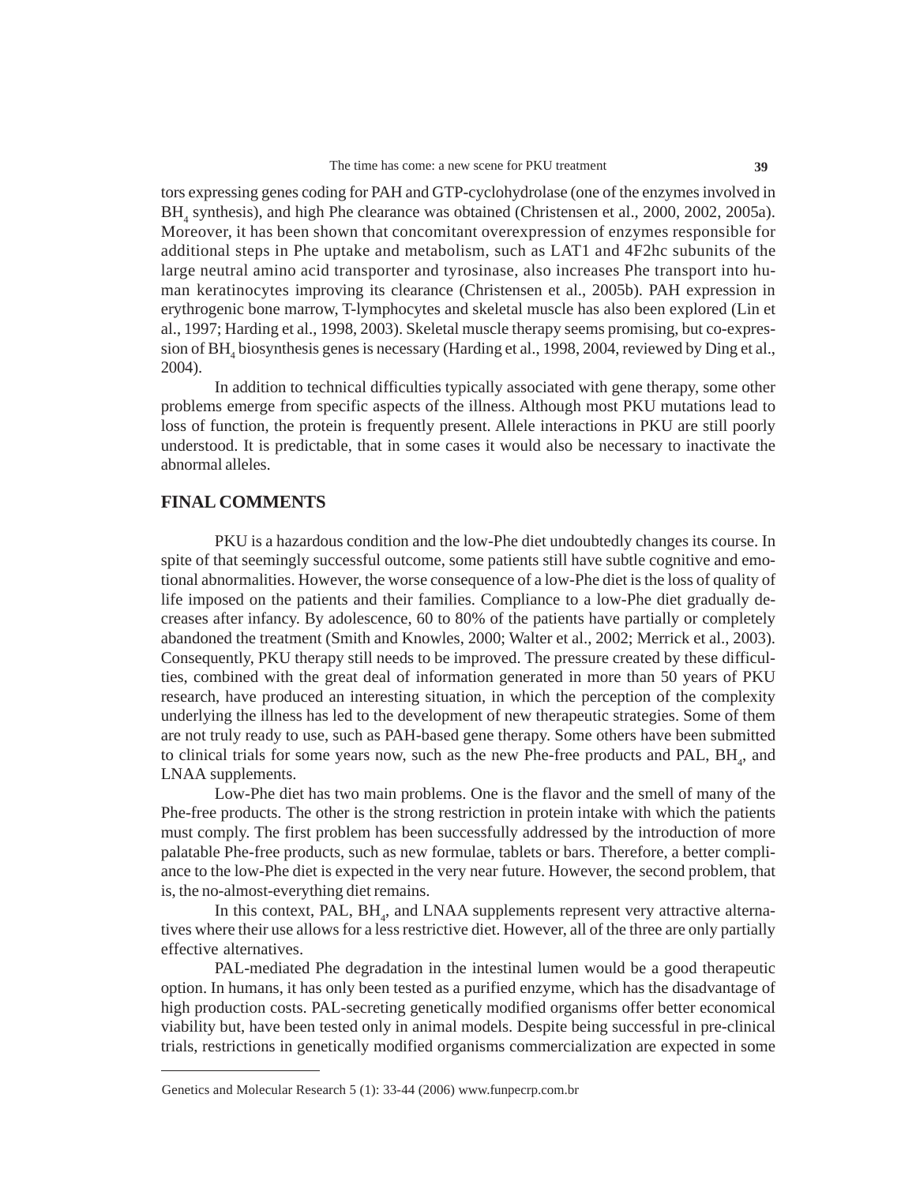tors expressing genes coding for PAH and GTP-cyclohydrolase (one of the enzymes involved in $BH_4$ synthesis), and high Phe clearance was obtained (Christensen et al., 2000, 2002, 2005a). Moreover, it has been shown that concomitant overexpression of enzymes responsible for additional steps in Phe uptake and metabolism, such as LAT1 and 4F2hc subunits of the large neutral amino acid transporter and tyrosinase, also increases Phe transport into human keratinocytes improving its clearance (Christensen et al., 2005b). PAH expression in erythrogenic bone marrow, T-lymphocytes and skeletal muscle has also been explored (Lin et al., 1997; Harding et al., 1998, 2003). Skeletal muscle therapy seems promising, but co-expression of $BH_4$ biosynthesis genes is necessary (Harding et al., 1998, 2004, reviewed by Ding et al., 2004).

In addition to technical difficulties typically associated with gene therapy, some other problems emerge from specific aspects of the illness. Although most PKU mutations lead to loss of function, the protein is frequently present. Allele interactions in PKU are still poorly understood. It is predictable, that in some cases it would also be necessary to inactivate the abnormal alleles.

## FINAL COMMENTS

PKU is a hazardous condition and the low-Phe diet undoubtedly changes its course. In spite of that seemingly successful outcome, some patients still have subtle cognitive and emotional abnormalities. However, the worse consequence of a low-Phe diet is the loss of quality of life imposed on the patients and their families. Compliance to a low-Phe diet gradually decreases after infancy. By adolescence, 60 to 80% of the patients have partially or completely abandoned the treatment (Smith and Knowles, 2000; Walter et al., 2002; Merrick et al., 2003). Consequently, PKU therapy still needs to be improved. The pressure created by these difficulties, combined with the great deal of information generated in more than 50 years of PKU research, have produced an interesting situation, in which the perception of the complexity underlying the illness has led to the development of new therapeutic strategies. Some of them are not truly ready to use, such as PAH-based gene therapy. Some others have been submitted to clinical trials for some years now, such as the new Phe-free products and PAL, $BH_4$, and LNAA supplements.

Low-Phe diet has two main problems. One is the flavor and the smell of many of the Phe-free products. The other is the strong restriction in protein intake with which the patients must comply. The first problem has been successfully addressed by the introduction of more palatable Phe-free products, such as new formulae, tablets or bars. Therefore, a better compliance to the low-Phe diet is expected in the very near future. However, the second problem, that is, the no-almost-everything diet remains.

In this context, PAL, $BH_4$, and LNAA supplements represent very attractive alternatives where their use allows for a less restrictive diet. However, all of the three are only partially effective alternatives.

PAL-mediated Phe degradation in the intestinal lumen would be a good therapeutic option. In humans, it has only been tested as a purified enzyme, which has the disadvantage of high production costs. PAL-secreting genetically modified organisms offer better economical viability but, have been tested only in animal models. Despite being successful in pre-clinical trials, restrictions in genetically modified organisms commercialization are expected in some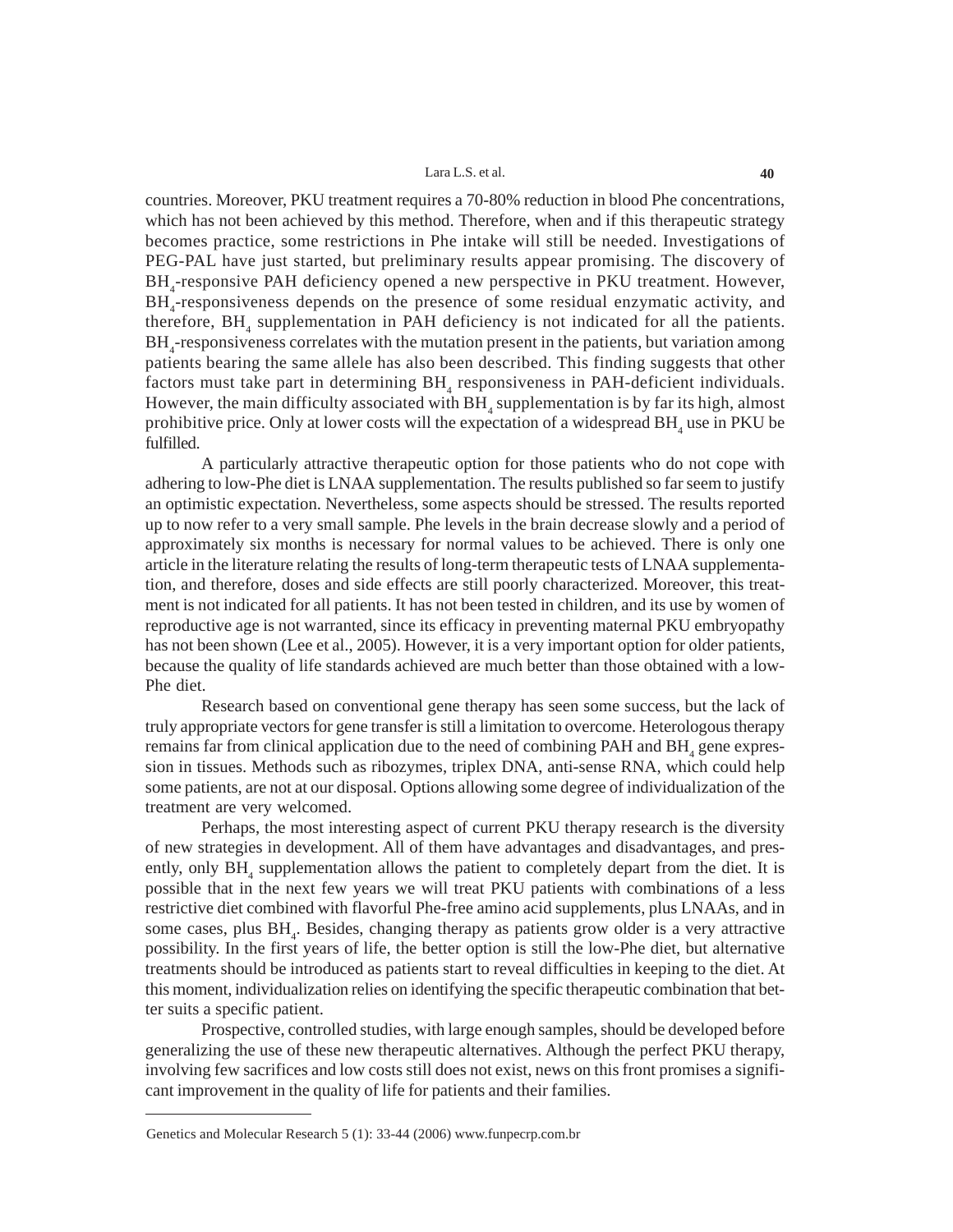countries. Moreover, PKU treatment requires a 70-80% reduction in blood Phe concentrations, which has not been achieved by this method. Therefore, when and if this therapeutic strategy becomes practice, some restrictions in Phe intake will still be needed. Investigations of PEG-PAL have just started, but preliminary results appear promising. The discovery of $BH_4$-responsive PAH deficiency opened a new perspective in PKU treatment. However, $BH_4$-responsiveness depends on the presence of some residual enzymatic activity, and therefore, $BH_4$ supplementation in PAH deficiency is not indicated for all the patients. $BH_4$-responsiveness correlates with the mutation present in the patients, but variation among patients bearing the same allele has also been described. This finding suggests that other factors must take part in determining $BH_4$ responsiveness in PAH-deficient individuals. However, the main difficulty associated with $BH_4$ supplementation is by far its high, almost prohibitive price. Only at lower costs will the expectation of a widespread $BH_4$ use in PKU be fulfilled.

A particularly attractive therapeutic option for those patients who do not cope with adhering to low-Phe diet is LNAA supplementation. The results published so far seem to justify an optimistic expectation. Nevertheless, some aspects should be stressed. The results reported up to now refer to a very small sample. Phe levels in the brain decrease slowly and a period of approximately six months is necessary for normal values to be achieved. There is only one article in the literature relating the results of long-term therapeutic tests of LNAA supplementation, and therefore, doses and side effects are still poorly characterized. Moreover, this treatment is not indicated for all patients. It has not been tested in children, and its use by women of reproductive age is not warranted, since its efficacy in preventing maternal PKU embryopathy has not been shown (Lee et al., 2005). However, it is a very important option for older patients, because the quality of life standards achieved are much better than those obtained with a low-Phe diet.

Research based on conventional gene therapy has seen some success, but the lack of truly appropriate vectors for gene transfer is still a limitation to overcome. Heterologous therapy remains far from clinical application due to the need of combining PAH and $BH_4$ gene expression in tissues. Methods such as ribozymes, triplex DNA, anti-sense RNA, which could help some patients, are not at our disposal. Options allowing some degree of individualization of the treatment are very welcomed.

Perhaps, the most interesting aspect of current PKU therapy research is the diversity of new strategies in development. All of them have advantages and disadvantages, and presently, only $BH_4$ supplementation allows the patient to completely depart from the diet. It is possible that in the next few years we will treat PKU patients with combinations of a less restrictive diet combined with flavorful Phe-free amino acid supplements, plus LNAAs, and in some cases, plus $BH_4$. Besides, changing therapy as patients grow older is a very attractive possibility. In the first years of life, the better option is still the low-Phe diet, but alternative treatments should be introduced as patients start to reveal difficulties in keeping to the diet. At this moment, individualization relies on identifying the specific therapeutic combination that better suits a specific patient.

Prospective, controlled studies, with large enough samples, should be developed before generalizing the use of these new therapeutic alternatives. Although the perfect PKU therapy, involving few sacrifices and low costs still does not exist, news on this front promises a significant improvement in the quality of life for patients and their families.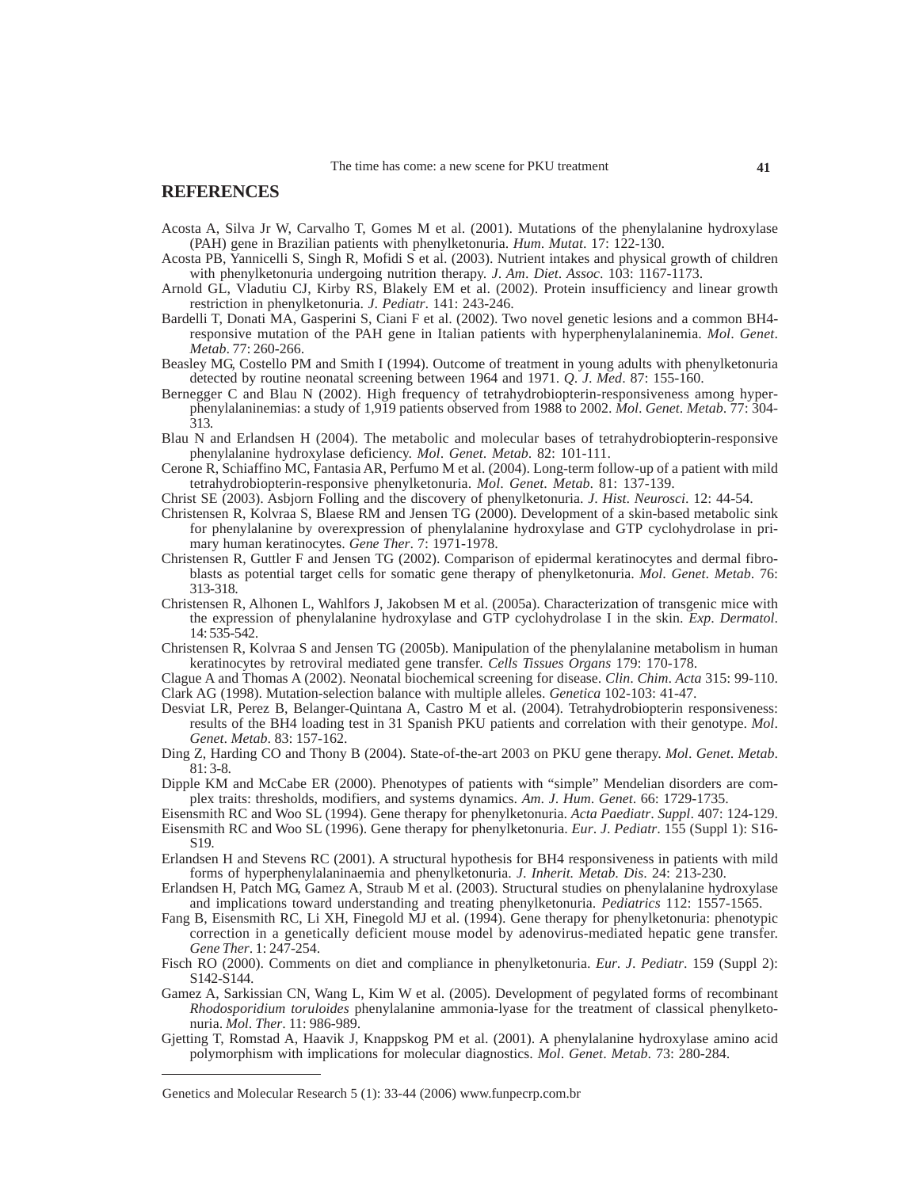## REFERENCES

Acosta A, Silva Jr W, Carvalho T, Gomes M et al. (2001). Mutations of the phenylalanine hydroxylase (PAH) gene in Brazilian patients with phenylketonuria. *Hum. Mutat*. 17: 122-130.

Acosta PB, Yannicelli S, Singh R, Mofidi S et al. (2003). Nutrient intakes and physical growth of children with phenylketonuria undergoing nutrition therapy. *J. Am. Diet. Assoc.* 103: 1167-1173.

Arnold GL, Vladutiu CJ, Kirby RS, Blakely EM et al. (2002). Protein insufficiency and linear growth restriction in phenylketonuria. *J. Pediatr*. 141: 243-246.

Bardelli T, Donati MA, Gasperini S, Ciani F et al. (2002). Two novel genetic lesions and a common BH4-responsive mutation of the PAH gene in Italian patients with hyperphenylalaninemia. *Mol. Genet. Metab*. 77: 260-266.

Beasley MG, Costello PM and Smith I (1994). Outcome of treatment in young adults with phenylketonuria detected by routine neonatal screening between 1964 and 1971. *Q. J. Med*. 87: 155-160.

Bernegger C and Blau N (2002). High frequency of tetrahydrobiopterin-responsiveness among hyperphenylalaninemias: a study of 1,919 patients observed from 1988 to 2002. *Mol. Genet. Metab*. 77: 304-313.

Blau N and Erlandsen H (2004). The metabolic and molecular bases of tetrahydrobiopterin-responsive phenylalanine hydroxylase deficiency. *Mol. Genet. Metab*. 82: 101-111.

Cerone R, Schiaffino MC, Fantasia AR, Perfumo M et al. (2004). Long-term follow-up of a patient with mild tetrahydrobiopterin-responsive phenylketonuria. *Mol. Genet. Metab*. 81: 137-139.

Christ SE (2003). Asbjorn Folling and the discovery of phenylketonuria. *J. Hist. Neurosci*. 12: 44-54.

Christensen R, Kolvraa S, Blaese RM and Jensen TG (2000). Development of a skin-based metabolic sink for phenylalanine by overexpression of phenylalanine hydroxylase and GTP cyclohydrolase in primary human keratinocytes. *Gene Ther*. 7: 1971-1978.

Christensen R, Guttler F and Jensen TG (2002). Comparison of epidermal keratinocytes and dermal fibroblasts as potential target cells for somatic gene therapy of phenylketonuria. *Mol. Genet. Metab*. 76: 313-318.

Christensen R, Alhonen L, Wahlfors J, Jakobsen M et al. (2005a). Characterization of transgenic mice with the expression of phenylalanine hydroxylase and GTP cyclohydrolase I in the skin. *Exp. Dermatol*. 14: 535-542.

Christensen R, Kolvraa S and Jensen TG (2005b). Manipulation of the phenylalanine metabolism in human keratinocytes by retroviral mediated gene transfer. *Cells Tissues Organs* 179: 170-178.

Clague A and Thomas A (2002). Neonatal biochemical screening for disease. *Clin. Chim. Acta* 315: 99-110.

Clark AG (1998). Mutation-selection balance with multiple alleles. *Genetica* 102-103: 41-47.

Desviat LR, Perez B, Belanger-Quintana A, Castro M et al. (2004). Tetrahydrobiopterin responsiveness: results of the BH4 loading test in 31 Spanish PKU patients and correlation with their genotype. *Mol. Genet. Metab*. 83: 157-162.

Ding Z, Harding CO and Thony B (2004). State-of-the-art 2003 on PKU gene therapy. *Mol. Genet. Metab*. 81: 3-8.

Dipple KM and McCabe ER (2000). Phenotypes of patients with "simple" Mendelian disorders are complex traits: thresholds, modifiers, and systems dynamics. *Am. J. Hum. Genet*. 66: 1729-1735.

Eisensmith RC and Woo SL (1994). Gene therapy for phenylketonuria. *Acta Paediatr. Suppl*. 407: 124-129.

Eisensmith RC and Woo SL (1996). Gene therapy for phenylketonuria. *Eur. J. Pediatr*. 155 (Suppl 1): S16-S19.

Erlandsen H and Stevens RC (2001). A structural hypothesis for BH4 responsiveness in patients with mild forms of hyperphenylalaninaemia and phenylketonuria. *J. Inherit. Metab. Dis*. 24: 213-230.

Erlandsen H, Patch MG, Gamez A, Straub M et al. (2003). Structural studies on phenylalanine hydroxylase and implications toward understanding and treating phenylketonuria. *Pediatrics* 112: 1557-1565.

Fang B, Eisensmith RC, Li XH, Finegold MJ et al. (1994). Gene therapy for phenylketonuria: phenotypic correction in a genetically deficient mouse model by adenovirus-mediated hepatic gene transfer. *Gene Ther*. 1: 247-254.

Fisch RO (2000). Comments on diet and compliance in phenylketonuria. *Eur. J. Pediatr*. 159 (Suppl 2): S142-S144.

Gamez A, Sarkissian CN, Wang L, Kim W et al. (2005). Development of pegylated forms of recombinant *Rhodosporidium toruloides* phenylalanine ammonia-lyase for the treatment of classical phenylketonuria. *Mol. Ther*. 11: 986-989.

Gjetting T, Romstad A, Haavik J, Knappskog PM et al. (2001). A phenylalanine hydroxylase amino acid polymorphism with implications for molecular diagnostics. *Mol. Genet. Metab*. 73: 280-284.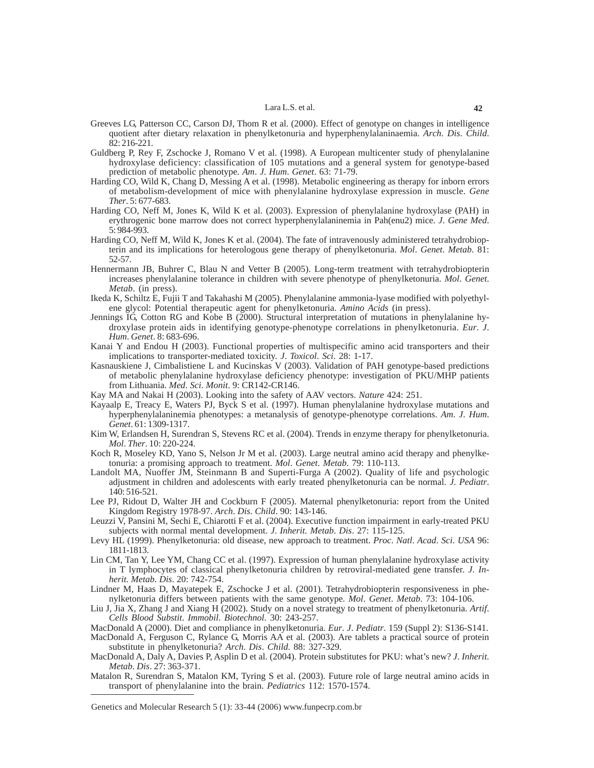Greeves LG, Patterson CC, Carson DJ, Thom R et al. (2000). Effect of genotype on changes in intelligence quotient after dietary relaxation in phenylketonuria and hyperphenylalaninaemia. *Arch. Dis. Child.* 82: 216-221.

Guldberg P, Rey F, Zschocke J, Romano V et al. (1998). A European multicenter study of phenylalanine hydroxylase deficiency: classification of 105 mutations and a general system for genotype-based prediction of metabolic phenotype. *Am. J. Hum. Genet.* 63: 71-79.

Harding CO, Wild K, Chang D, Messing A et al. (1998). Metabolic engineering as therapy for inborn errors of metabolism-development of mice with phenylalanine hydroxylase expression in muscle. *Gene Ther.* 5: 677-683.

Harding CO, Neff M, Jones K, Wild K et al. (2003). Expression of phenylalanine hydroxylase (PAH) in erythrogenic bone marrow does not correct hyperphenylalaninemia in Pah(enu2) mice. *J. Gene Med.* 5: 984-993.

Harding CO, Neff M, Wild K, Jones K et al. (2004). The fate of intravenously administered tetrahydrobiopterin and its implications for heterologous gene therapy of phenylketonuria. *Mol. Genet. Metab.* 81: 52-57.

Hennermann JB, Buhrer C, Blau N and Vetter B (2005). Long-term treatment with tetrahydrobiopterin increases phenylalanine tolerance in children with severe phenotype of phenylketonuria. *Mol. Genet. Metab.* (in press).

Ikeda K, Schiltz E, Fujii T and Takahashi M (2005). Phenylalanine ammonia-lyase modified with polyethylene glycol: Potential therapeutic agent for phenylketonuria. *Amino Acids* (in press).

Jennings IG, Cotton RG and Kobe B (2000). Structural interpretation of mutations in phenylalanine hydroxylase protein aids in identifying genotype-phenotype correlations in phenylketonuria. *Eur. J. Hum. Genet.* 8: 683-696.

Kanai Y and Endou H (2003). Functional properties of multispecific amino acid transporters and their implications to transporter-mediated toxicity. *J. Toxicol. Sci.* 28: 1-17.

Kasnauskiene J, Cimbalistiene L and Kucinskas V (2003). Validation of PAH genotype-based predictions of metabolic phenylalanine hydroxylase deficiency phenotype: investigation of PKU/MHP patients from Lithuania. *Med. Sci. Monit.* 9: CR142-CR146.

Kay MA and Nakai H (2003). Looking into the safety of AAV vectors. *Nature* 424: 251.

Kayaalp E, Treacy E, Waters PJ, Byck S et al. (1997). Human phenylalanine hydroxylase mutations and hyperphenylalaninemia phenotypes: a metanalysis of genotype-phenotype correlations. *Am. J. Hum. Genet.* 61: 1309-1317.

Kim W, Erlandsen H, Surendran S, Stevens RC et al. (2004). Trends in enzyme therapy for phenylketonuria. *Mol. Ther.* 10: 220-224.

Koch R, Moseley KD, Yano S, Nelson Jr M et al. (2003). Large neutral amino acid therapy and phenylketonuria: a promising approach to treatment. *Mol. Genet. Metab.* 79: 110-113.

Landolt MA, Nuoffer JM, Steinmann B and Superti-Furga A (2002). Quality of life and psychologic adjustment in children and adolescents with early treated phenylketonuria can be normal. *J. Pediatr.* 140: 516-521.

Lee PJ, Ridout D, Walter JH and Cockburn F (2005). Maternal phenylketonuria: report from the United Kingdom Registry 1978-97. *Arch. Dis. Child.* 90: 143-146.

Leuzzi V, Pansini M, Sechi E, Chiarotti F et al. (2004). Executive function impairment in early-treated PKU subjects with normal mental development. *J. Inherit. Metab. Dis.* 27: 115-125.

Levy HL (1999). Phenylketonuria: old disease, new approach to treatment. *Proc. Natl. Acad. Sci. USA* 96: 1811-1813.

Lin CM, Tan Y, Lee YM, Chang CC et al. (1997). Expression of human phenylalanine hydroxylase activity in T lymphocytes of classical phenylketonuria children by retroviral-mediated gene transfer. *J. Inherit. Metab. Dis.* 20: 742-754.

Lindner M, Haas D, Mayatepek E, Zschocke J et al. (2001). Tetrahydrobiopterin responsiveness in phenylketonuria differs between patients with the same genotype. *Mol. Genet. Metab.* 73: 104-106.

Liu J, Jia X, Zhang J and Xiang H (2002). Study on a novel strategy to treatment of phenylketonuria. *Artif. Cells Blood Substit. Immobil. Biotechnol.* 30: 243-257.

MacDonald A (2000). Diet and compliance in phenylketonuria. *Eur. J. Pediatr.* 159 (Suppl 2): S136-S141.

MacDonald A, Ferguson C, Rylance G, Morris AA et al. (2003). Are tablets a practical source of protein substitute in phenylketonuria? *Arch. Dis. Child.* 88: 327-329.

MacDonald A, Daly A, Davies P, Asplin D et al. (2004). Protein substitutes for PKU: what's new? *J. Inherit. Metab. Dis.* 27: 363-371.

Matalon R, Surendran S, Matalon KM, Tyring S et al. (2003). Future role of large neutral amino acids in transport of phenylalanine into the brain. *Pediatrics* 112: 1570-1574.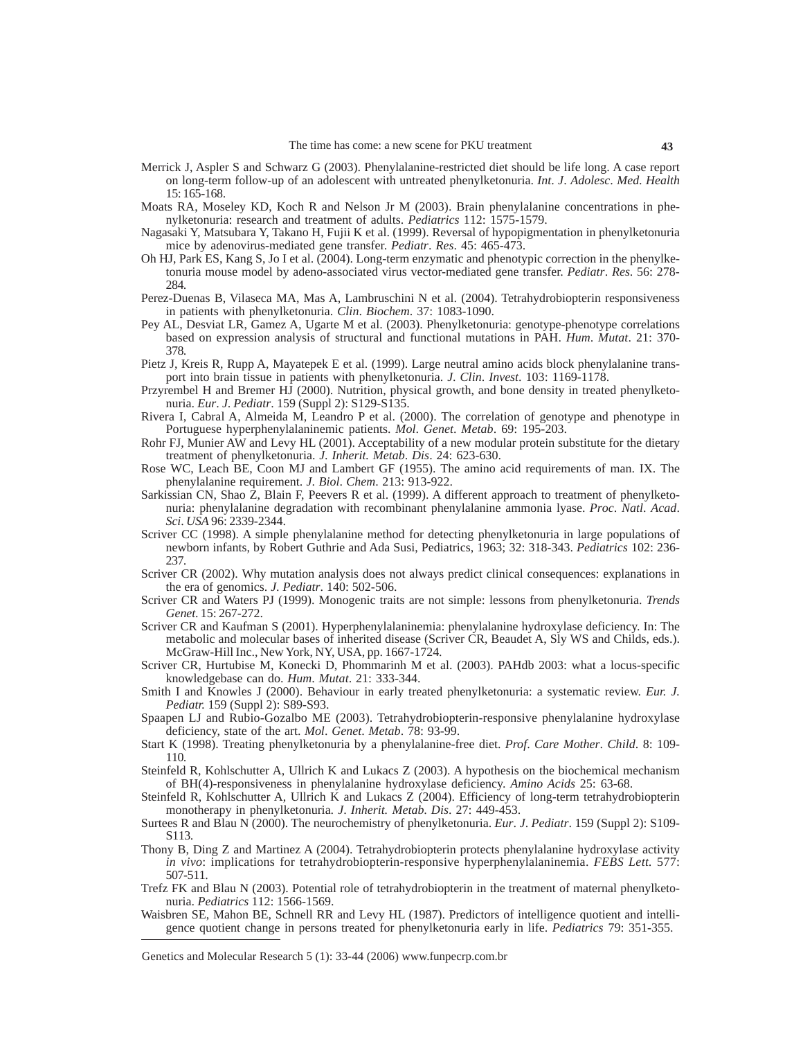Merrick J, Aspler S and Schwarz G (2003). Phenylalanine-restricted diet should be life long. A case report on long-term follow-up of an adolescent with untreated phenylketonuria. *Int. J. Adolesc. Med. Health* 15: 165-168.

Moats RA, Moseley KD, Koch R and Nelson Jr M (2003). Brain phenylalanine concentrations in phenylketonuria: research and treatment of adults. *Pediatrics* 112: 1575-1579.

Nagasaki Y, Matsubara Y, Takano H, Fujii K et al. (1999). Reversal of hypopigmentation in phenylketonuria mice by adenovirus-mediated gene transfer. *Pediatr. Res.* 45: 465-473.

Oh HJ, Park ES, Kang S, Jo I et al. (2004). Long-term enzymatic and phenotypic correction in the phenylketonuria mouse model by adeno-associated virus vector-mediated gene transfer. *Pediatr. Res.* 56: 278-284.

Perez-Duenas B, Vilaseca MA, Mas A, Lambruschini N et al. (2004). Tetrahydrobiopterin responsiveness in patients with phenylketonuria. *Clin. Biochem.* 37: 1083-1090.

Pey AL, Desviat LR, Gamez A, Ugarte M et al. (2003). Phenylketonuria: genotype-phenotype correlations based on expression analysis of structural and functional mutations in PAH. *Hum. Mutat.* 21: 370-378.

Pietz J, Kreis R, Rupp A, Mayatepek E et al. (1999). Large neutral amino acids block phenylalanine transport into brain tissue in patients with phenylketonuria. *J. Clin. Invest.* 103: 1169-1178.

Przyrembel H and Bremer HJ (2000). Nutrition, physical growth, and bone density in treated phenylketonuria. *Eur. J. Pediatr.* 159 (Suppl 2): S129-S135.

Rivera I, Cabral A, Almeida M, Leandro P et al. (2000). The correlation of genotype and phenotype in Portuguese hyperphenylalaninemic patients. *Mol. Genet. Metab.* 69: 195-203.

Rohr FJ, Munier AW and Levy HL (2001). Acceptability of a new modular protein substitute for the dietary treatment of phenylketonuria. *J. Inherit. Metab. Dis.* 24: 623-630.

Rose WC, Leach BE, Coon MJ and Lambert GF (1955). The amino acid requirements of man. IX. The phenylalanine requirement. *J. Biol. Chem.* 213: 913-922.

Sarkissian CN, Shao Z, Blain F, Peevers R et al. (1999). A different approach to treatment of phenylketonuria: phenylalanine degradation with recombinant phenylalanine ammonia lyase. *Proc. Natl. Acad. Sci. USA* 96: 2339-2344.

Scriver CC (1998). A simple phenylalanine method for detecting phenylketonuria in large populations of newborn infants, by Robert Guthrie and Ada Susi, Pediatrics, 1963; 32: 318-343. *Pediatrics* 102: 236-237.

Scriver CR (2002). Why mutation analysis does not always predict clinical consequences: explanations in the era of genomics. *J. Pediatr.* 140: 502-506.

Scriver CR and Waters PJ (1999). Monogenic traits are not simple: lessons from phenylketonuria. *Trends Genet.* 15: 267-272.

Scriver CR and Kaufman S (2001). Hyperphenylalaninemia: phenylalanine hydroxylase deficiency. In: The metabolic and molecular bases of inherited disease (Scriver CR, Beaudet A, Sly WS and Childs, eds.). McGraw-Hill Inc., New York, NY, USA, pp. 1667-1724.

Scriver CR, Hurtubise M, Konecki D, Phommarinh M et al. (2003). PAHdb 2003: what a locus-specific knowledgebase can do. *Hum. Mutat.* 21: 333-344.

Smith I and Knowles J (2000). Behaviour in early treated phenylketonuria: a systematic review. *Eur. J. Pediatr.* 159 (Suppl 2): S89-S93.

Spaapen LJ and Rubio-Gozalbo ME (2003). Tetrahydrobiopterin-responsive phenylalanine hydroxylase deficiency, state of the art. *Mol. Genet. Metab.* 78: 93-99.

Start K (1998). Treating phenylketonuria by a phenylalanine-free diet. *Prof. Care Mother. Child.* 8: 109-110.

Steinfeld R, Kohlschutter A, Ullrich K and Lukacs Z (2003). A hypothesis on the biochemical mechanism of BH(4)-responsiveness in phenylalanine hydroxylase deficiency. *Amino Acids* 25: 63-68.

Steinfeld R, Kohlschutter A, Ullrich K and Lukacs Z (2004). Efficiency of long-term tetrahydrobiopterin monotherapy in phenylketonuria. *J. Inherit. Metab. Dis.* 27: 449-453.

Surtees R and Blau N (2000). The neurochemistry of phenylketonuria. *Eur. J. Pediatr.* 159 (Suppl 2): S109-S113.

Thony B, Ding Z and Martinez A (2004). Tetrahydrobiopterin protects phenylalanine hydroxylase activity *in vivo*: implications for tetrahydrobiopterin-responsive hyperphenylalaninemia. *FEBS Lett.* 577: 507-511.

Trefz FK and Blau N (2003). Potential role of tetrahydrobiopterin in the treatment of maternal phenylketonuria. *Pediatrics* 112: 1566-1569.

Waisbren SE, Mahon BE, Schnell RR and Levy HL (1987). Predictors of intelligence quotient and intelligence quotient change in persons treated for phenylketonuria early in life. *Pediatrics* 79: 351-355.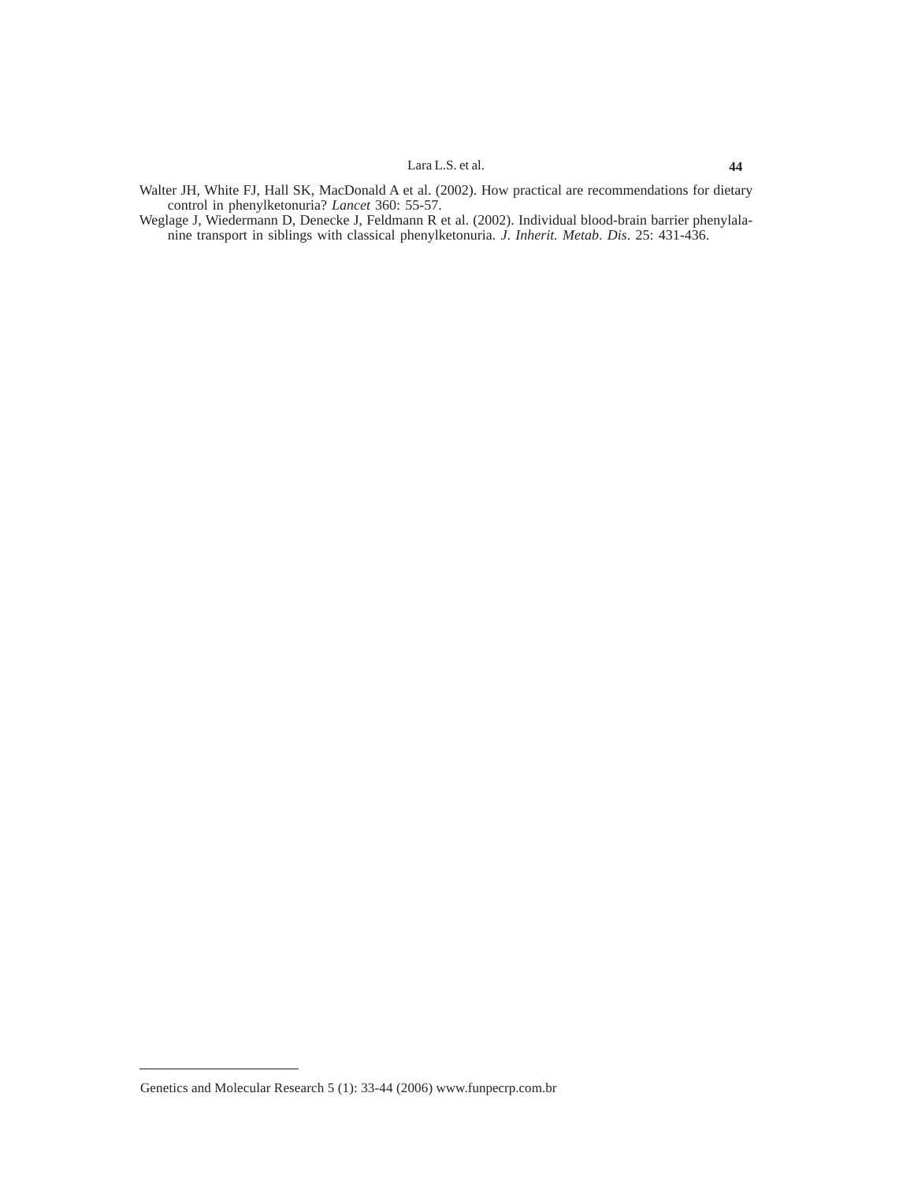Walter JH, White FJ, Hall SK, MacDonald A et al. (2002). How practical are recommendations for dietary control in phenylketonuria? *Lancet* 360: 55-57.

Weglage J, Wiedermann D, Denecke J, Feldmann R et al. (2002). Individual blood-brain barrier phenylalanine transport in siblings with classical phenylketonuria. *J. Inherit. Metab. Dis.* 25: 431-436.